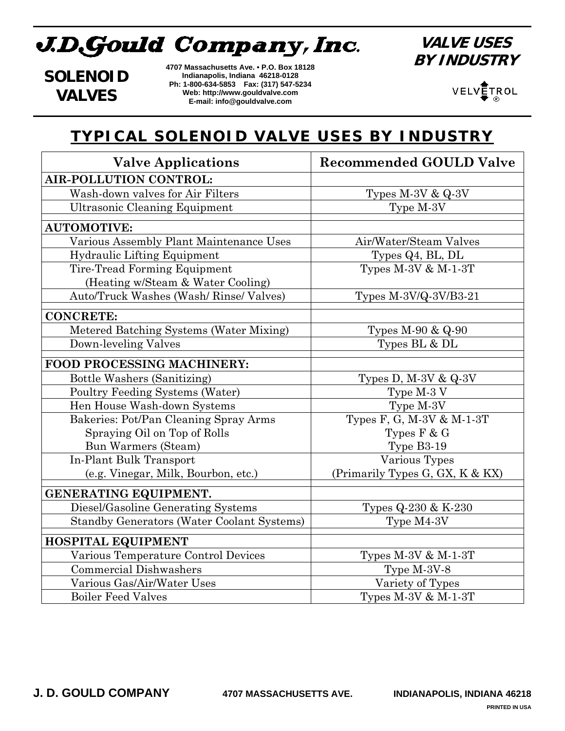# J.D.Gould Company, Inc.

**SOLENOID VALVES**

**4707 Massachusetts Ave. • P.O. Box 18128**
**Indianapolis, Indiana 46218-0128**
**Ph: 1-800-634-5853 Fax: (317) 547-5234**
**Web: http://www.gouldvalve.com**
**E-mail: info@gouldvalve.com**

**VALVE USES BY INDUSTRY**

VELVETROL®

## TYPICAL SOLENOID VALVE USES BY INDUSTRY

| Valve Applications | Recommended GOULD Valve |
|---|---|
| **AIR-POLLUTION CONTROL:** | |
| Wash-down valves for Air Filters | Types M-3V & Q-3V |
| Ultrasonic Cleaning Equipment | Type M-3V |
| **AUTOMOTIVE:** | |
| Various Assembly Plant Maintenance Uses | Air/Water/Steam Valves |
| Hydraulic Lifting Equipment | Types Q4, BL, DL |
| Tire-Tread Forming Equipment (Heating w/Steam & Water Cooling) | Types M-3V & M-1-3T |
| Auto/Truck Washes (Wash/ Rinse/ Valves) | Types M-3V/Q-3V/B3-21 |
| **CONCRETE:** | |
| Metered Batching Systems (Water Mixing) | Types M-90 & Q-90 |
| Down-leveling Valves | Types BL & DL |
| **FOOD PROCESSING MACHINERY:** | |
| Bottle Washers (Sanitizing) | Types D, M-3V & Q-3V |
| Poultry Feeding Systems (Water) | Type M-3 V |
| Hen House Wash-down Systems | Type M-3V |
| Bakeries: Pot/Pan Cleaning Spray Arms | Types F, G, M-3V & M-1-3T |
| Spraying Oil on Top of Rolls | Types F & G |
| Bun Warmers (Steam) | Type B3-19 |
| In-Plant Bulk Transport (e.g. Vinegar, Milk, Bourbon, etc.) | Various Types (Primarily Types G, GX, K & KX) |
| **GENERATING EQUIPMENT.** | |
| Diesel/Gasoline Generating Systems | Types Q-230 & K-230 |
| Standby Generators (Water Coolant Systems) | Type M4-3V |
| **HOSPITAL EQUIPMENT** | |
| Various Temperature Control Devices | Types M-3V & M-1-3T |
| Commercial Dishwashers | Type M-3V-8 |
| Various Gas/Air/Water Uses | Variety of Types |
| Boiler Feed Valves | Types M-3V & M-1-3T |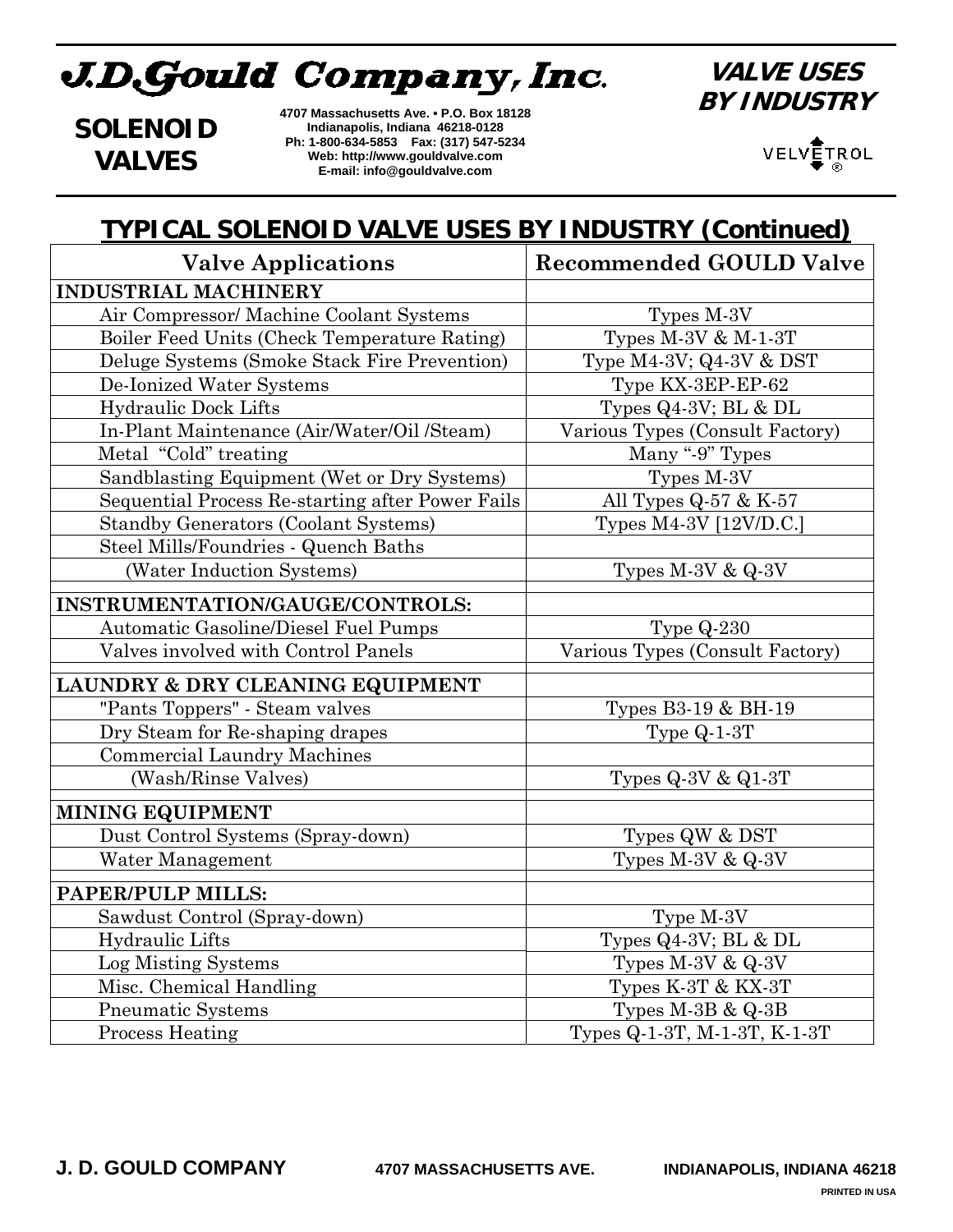# J.D.Gould Company, Inc.

**SOLENOID VALVES**

**4707 Massachusetts Ave. • P.O. Box 18128**
**Indianapolis, Indiana 46218-0128**
**Ph: 1-800-634-5853 Fax: (317) 547-5234**
**Web: http://www.gouldvalve.com**
**E-mail: info@gouldvalve.com**

**VALVE USES BY INDUSTRY**

VELVETROL®

## TYPICAL SOLENOID VALVE USES BY INDUSTRY (Continued)

| Valve Applications | Recommended GOULD Valve |
|---|---|
| **INDUSTRIAL MACHINERY** | |
| Air Compressor/ Machine Coolant Systems | Types M-3V |
| Boiler Feed Units (Check Temperature Rating) | Types M-3V & M-1-3T |
| Deluge Systems (Smoke Stack Fire Prevention) | Type M4-3V; Q4-3V & DST |
| De-Ionized Water Systems | Type KX-3EP-EP-62 |
| Hydraulic Dock Lifts | Types Q4-3V; BL & DL |
| In-Plant Maintenance (Air/Water/Oil /Steam) | Various Types (Consult Factory) |
| Metal "Cold" treating | Many "-9" Types |
| Sandblasting Equipment (Wet or Dry Systems) | Types M-3V |
| Sequential Process Re-starting after Power Fails | All Types Q-57 & K-57 |
| Standby Generators (Coolant Systems) | Types M4-3V [12V/D.C.] |
| Steel Mills/Foundries - Quench Baths | |
| (Water Induction Systems) | Types M-3V & Q-3V |
| **INSTRUMENTATION/GAUGE/CONTROLS:** | |
| Automatic Gasoline/Diesel Fuel Pumps | Type Q-230 |
| Valves involved with Control Panels | Various Types (Consult Factory) |
| **LAUNDRY & DRY CLEANING EQUIPMENT** | |
| "Pants Toppers" - Steam valves | Types B3-19 & BH-19 |
| Dry Steam for Re-shaping drapes | Type Q-1-3T |
| Commercial Laundry Machines | |
| (Wash/Rinse Valves) | Types Q-3V & Q1-3T |
| **MINING EQUIPMENT** | |
| Dust Control Systems (Spray-down) | Types QW & DST |
| Water Management | Types M-3V & Q-3V |
| **PAPER/PULP MILLS:** | |
| Sawdust Control (Spray-down) | Type M-3V |
| Hydraulic Lifts | Types Q4-3V; BL & DL |
| Log Misting Systems | Types M-3V & Q-3V |
| Misc. Chemical Handling | Types K-3T & KX-3T |
| Pneumatic Systems | Types M-3B & Q-3B |
| Process Heating | Types Q-1-3T, M-1-3T, K-1-3T |

**J. D. GOULD COMPANY** **4707 MASSACHUSETTS AVE.** **INDIANAPOLIS, INDIANA 46218**

PRINTED IN USA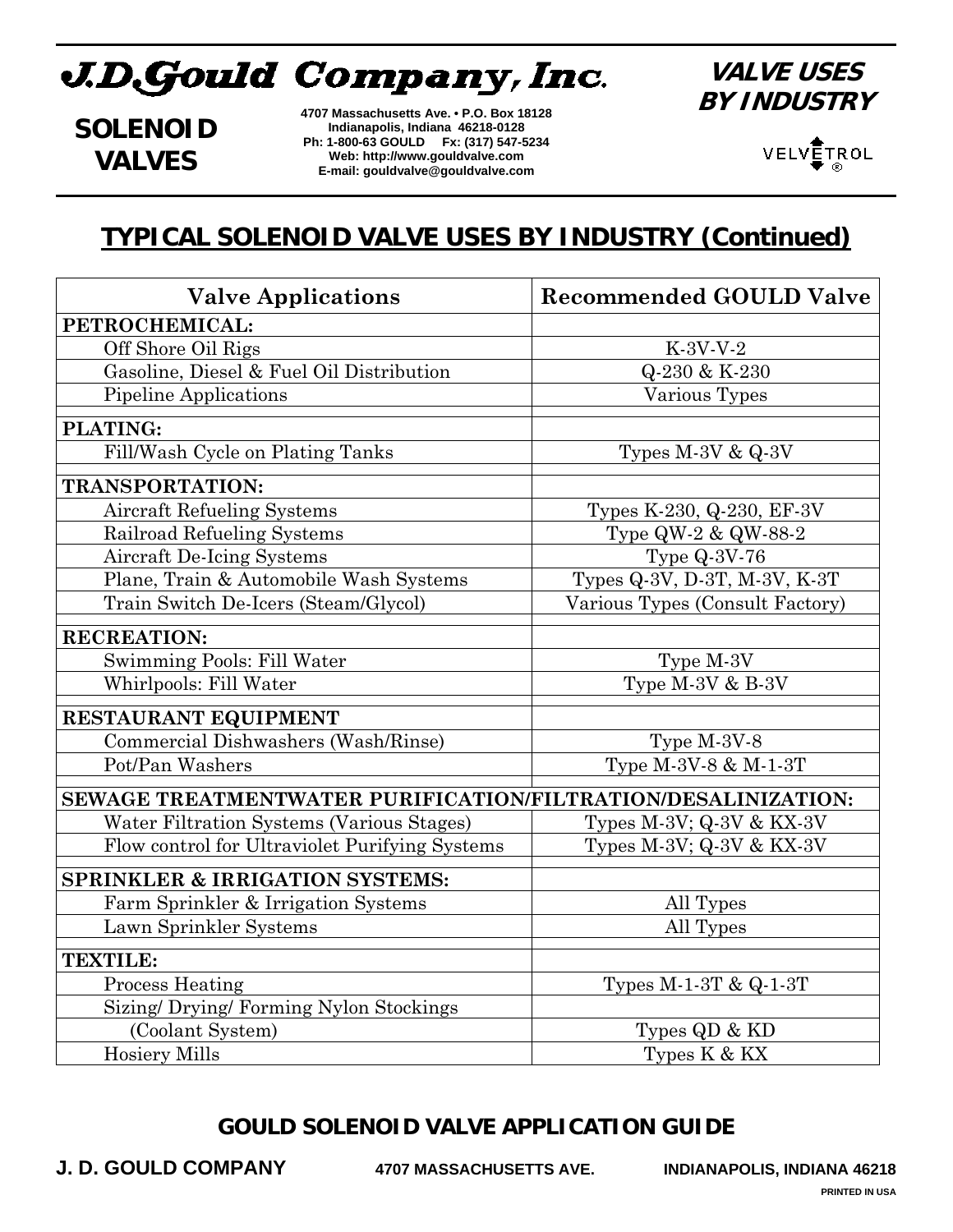# J.D.Gould Company, Inc.

## SOLENOID VALVES

4707 Massachusetts Ave. • P.O. Box 18128
Indianapolis, Indiana 46218-0128
Ph: 1-800-63 GOULD Fx: (317) 547-5234
Web: http://www.gouldvalve.com
E-mail: gouldvalve@gouldvalve.com

## VALVE USES BY INDUSTRY

VELVETROL®

## TYPICAL SOLENOID VALVE USES BY INDUSTRY (Continued)

| Valve Applications | Recommended GOULD Valve |
|---|---|
| **PETROCHEMICAL:** | |
| Off Shore Oil Rigs | K-3V-V-2 |
| Gasoline, Diesel & Fuel Oil Distribution | Q-230 & K-230 |
| Pipeline Applications | Various Types |
| **PLATING:** | |
| Fill/Wash Cycle on Plating Tanks | Types M-3V & Q-3V |
| **TRANSPORTATION:** | |
| Aircraft Refueling Systems | Types K-230, Q-230, EF-3V |
| Railroad Refueling Systems | Type QW-2 & QW-88-2 |
| Aircraft De-Icing Systems | Type Q-3V-76 |
| Plane, Train & Automobile Wash Systems | Types Q-3V, D-3T, M-3V, K-3T |
| Train Switch De-Icers (Steam/Glycol) | Various Types (Consult Factory) |
| **RECREATION:** | |
| Swimming Pools: Fill Water | Type M-3V |
| Whirlpools: Fill Water | Type M-3V & B-3V |
| **RESTAURANT EQUIPMENT** | |
| Commercial Dishwashers (Wash/Rinse) | Type M-3V-8 |
| Pot/Pan Washers | Type M-3V-8 & M-1-3T |
| **SEWAGE TREATMENTWATER PURIFICATION/FILTRATION/DESALINIZATION:** | |
| Water Filtration Systems (Various Stages) | Types M-3V; Q-3V & KX-3V |
| Flow control for Ultraviolet Purifying Systems | Types M-3V; Q-3V & KX-3V |
| **SPRINKLER & IRRIGATION SYSTEMS:** | |
| Farm Sprinkler & Irrigation Systems | All Types |
| Lawn Sprinkler Systems | All Types |
| **TEXTILE:** | |
| Process Heating | Types M-1-3T & Q-1-3T |
| Sizing/ Drying/ Forming Nylon Stockings (Coolant System) | Types QD & KD |
| Hosiery Mills | Types K & KX |

## GOULD SOLENOID VALVE APPLICATION GUIDE

**J. D. GOULD COMPANY** 4707 MASSACHUSETTS AVE. INDIANAPOLIS, INDIANA 46218

PRINTED IN USA